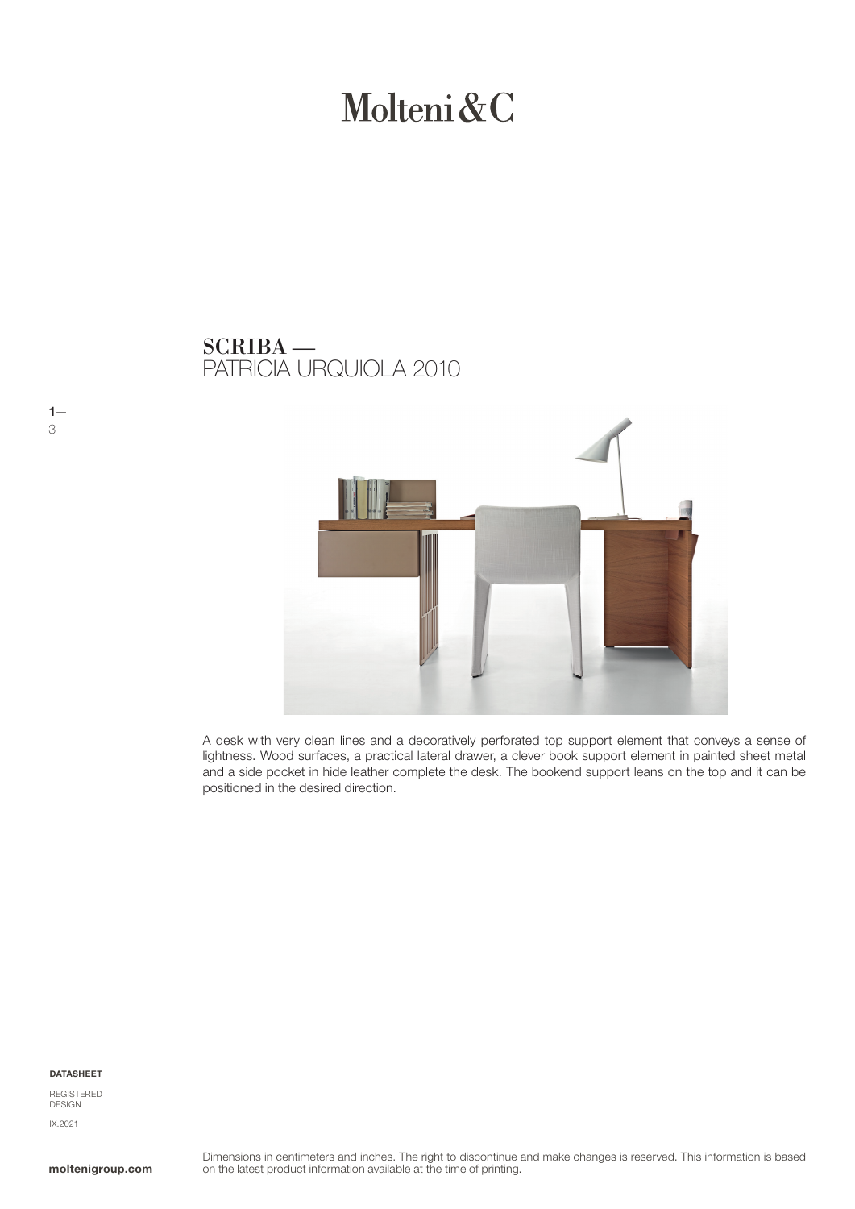# Molteni&C

## SCRIBA —
PATRICIA URQUIOLA 2010

A desk with very clean lines and a decoratively perforated top support element that conveys a sense of lightness. Wood surfaces, a practical lateral drawer, a clever book support element in painted sheet metal and a side pocket in hide leather complete the desk. The bookend support leans on the top and it can be positioned in the desired direction.

**DATASHEET**

REGISTERED DESIGN

IX.2021

**moltenigroup.com**

Dimensions in centimeters and inches. The right to discontinue and make changes is reserved. This information is based on the latest product information available at the time of printing.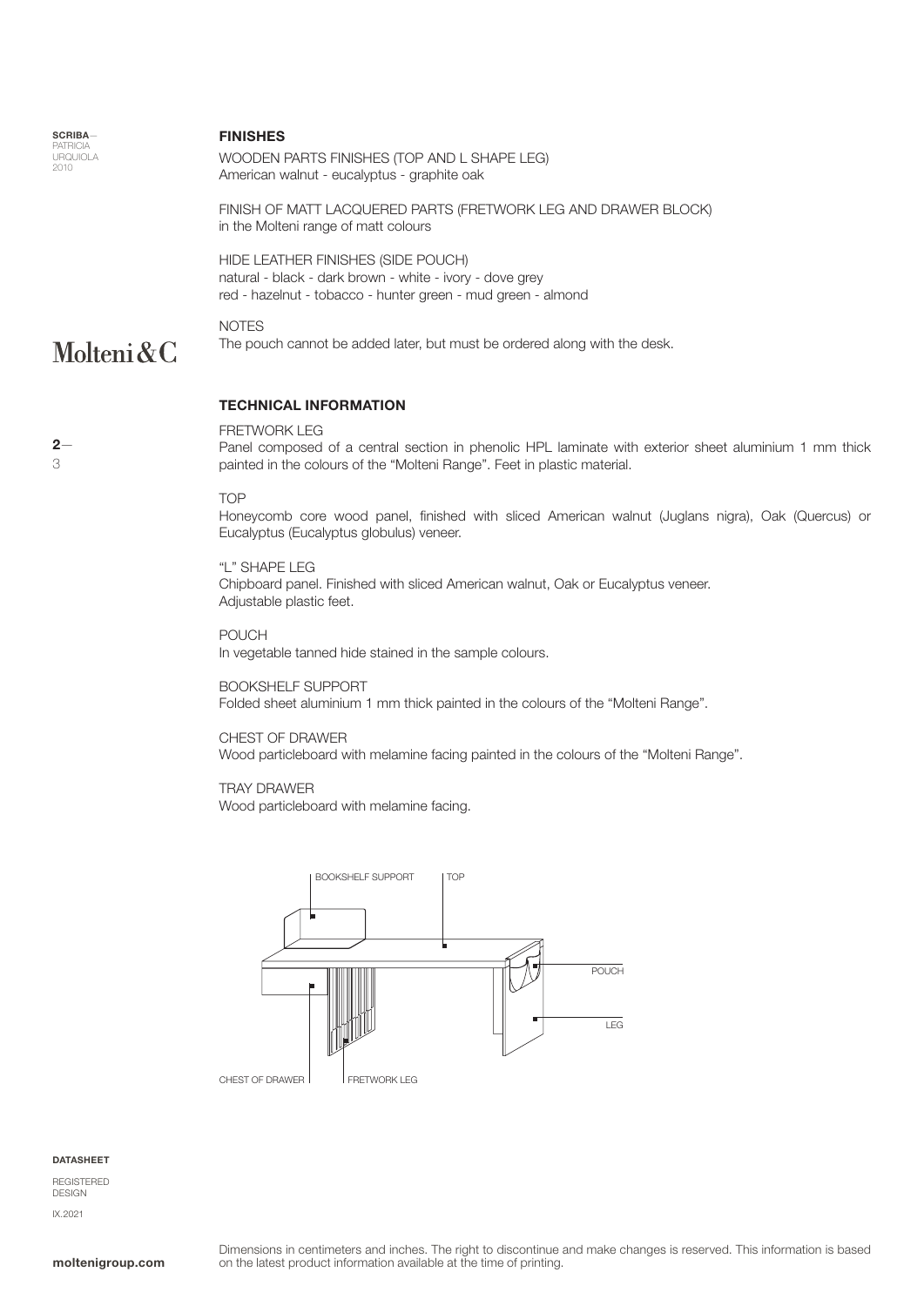## FINISHES

WOODEN PARTS FINISHES (TOP AND L SHAPE LEG)
American walnut - eucalyptus - graphite oak

FINISH OF MATT LACQUERED PARTS (FRETWORK LEG AND DRAWER BLOCK)
in the Molteni range of matt colours

HIDE LEATHER FINISHES (SIDE POUCH)
natural - black - dark brown - white - ivory - dove grey
red - hazelnut - tobacco - hunter green - mud green - almond

NOTES
The pouch cannot be added later, but must be ordered along with the desk.

## TECHNICAL INFORMATION

FRETWORK LEG
Panel composed of a central section in phenolic HPL laminate with exterior sheet aluminium 1 mm thick painted in the colours of the "Molteni Range". Feet in plastic material.

TOP
Honeycomb core wood panel, finished with sliced American walnut (Juglans nigra), Oak (Quercus) or Eucalyptus (Eucalyptus globulus) veneer.

"L" SHAPE LEG
Chipboard panel. Finished with sliced American walnut, Oak or Eucalyptus veneer.
Adjustable plastic feet.

POUCH
In vegetable tanned hide stained in the sample colours.

BOOKSHELF SUPPORT
Folded sheet aluminium 1 mm thick painted in the colours of the "Molteni Range".

CHEST OF DRAWER
Wood particleboard with melamine facing painted in the colours of the "Molteni Range".

TRAY DRAWER
Wood particleboard with melamine facing.

BOOKSHELF SUPPORT — TOP — POUCH — LEG — CHEST OF DRAWER — FRETWORK LEG

Dimensions in centimeters and inches. The right to discontinue and make changes is reserved. This information is based on the latest product information available at the time of printing.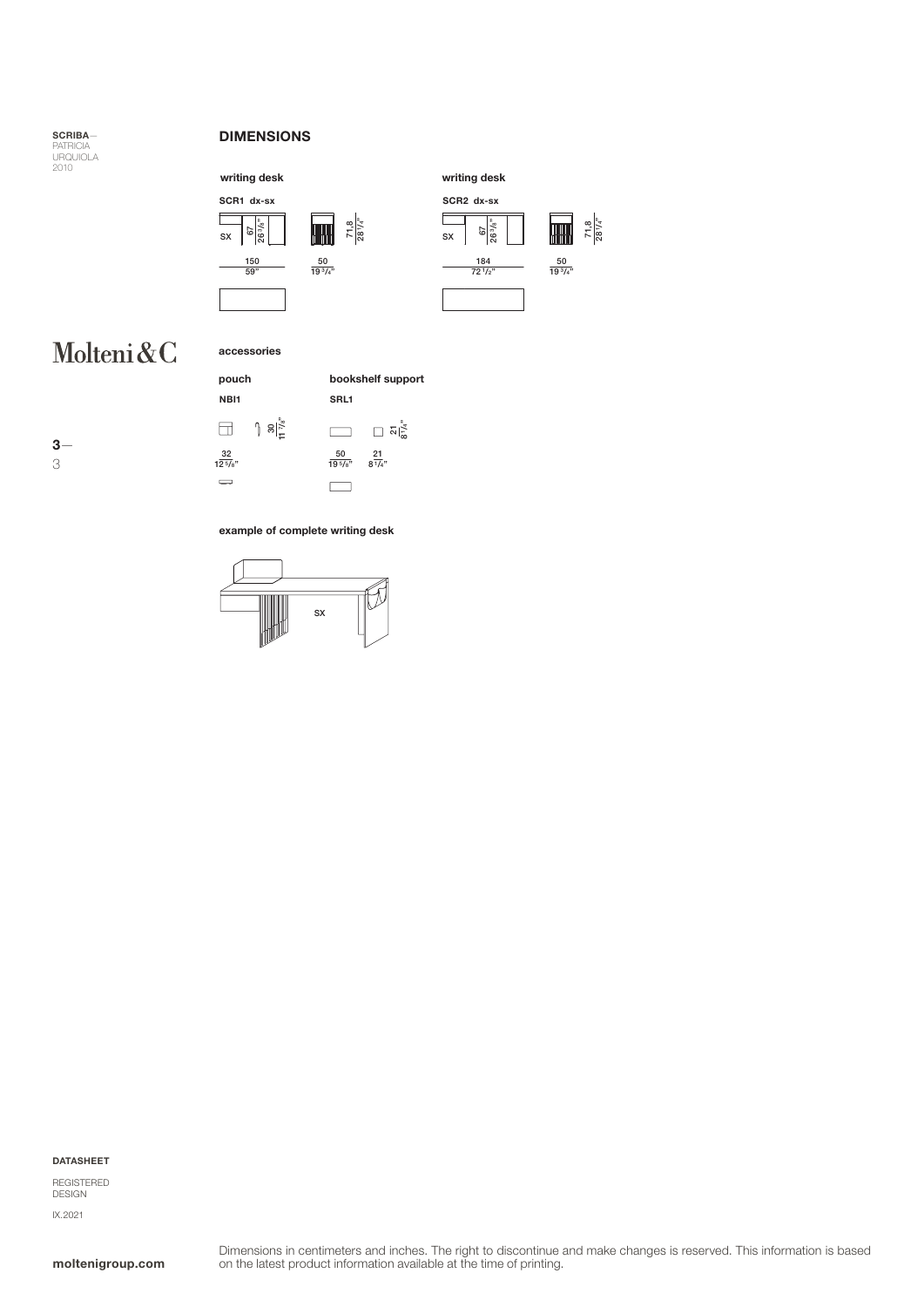**SCRIBA**—
PATRICIA
URQUIOLA
2010

## DIMENSIONS

### writing desk

**SCR1 dx-sx**

SX

67
26 3/8"

71,8
28 1/4"

150
59"

50
19 3/4"

### writing desk

**SCR2 dx-sx**

SX

67
26 3/8"

71,8
28 1/4"

184
72 1/2"

50
19 3/4"

Molteni&C

### accessories

**pouch**

**NBI1**

30
11 7/8"

32
12 5/8"

**bookshelf support**

**SRL1**

21
8 1/4"

50
19 5/8"

21
8 1/4"

### example of complete writing desk

SX

**DATASHEET**

REGISTERED
DESIGN

IX.2021

**moltenigroup.com**

Dimensions in centimeters and inches. The right to discontinue and make changes is reserved. This information is based on the latest product information available at the time of printing.